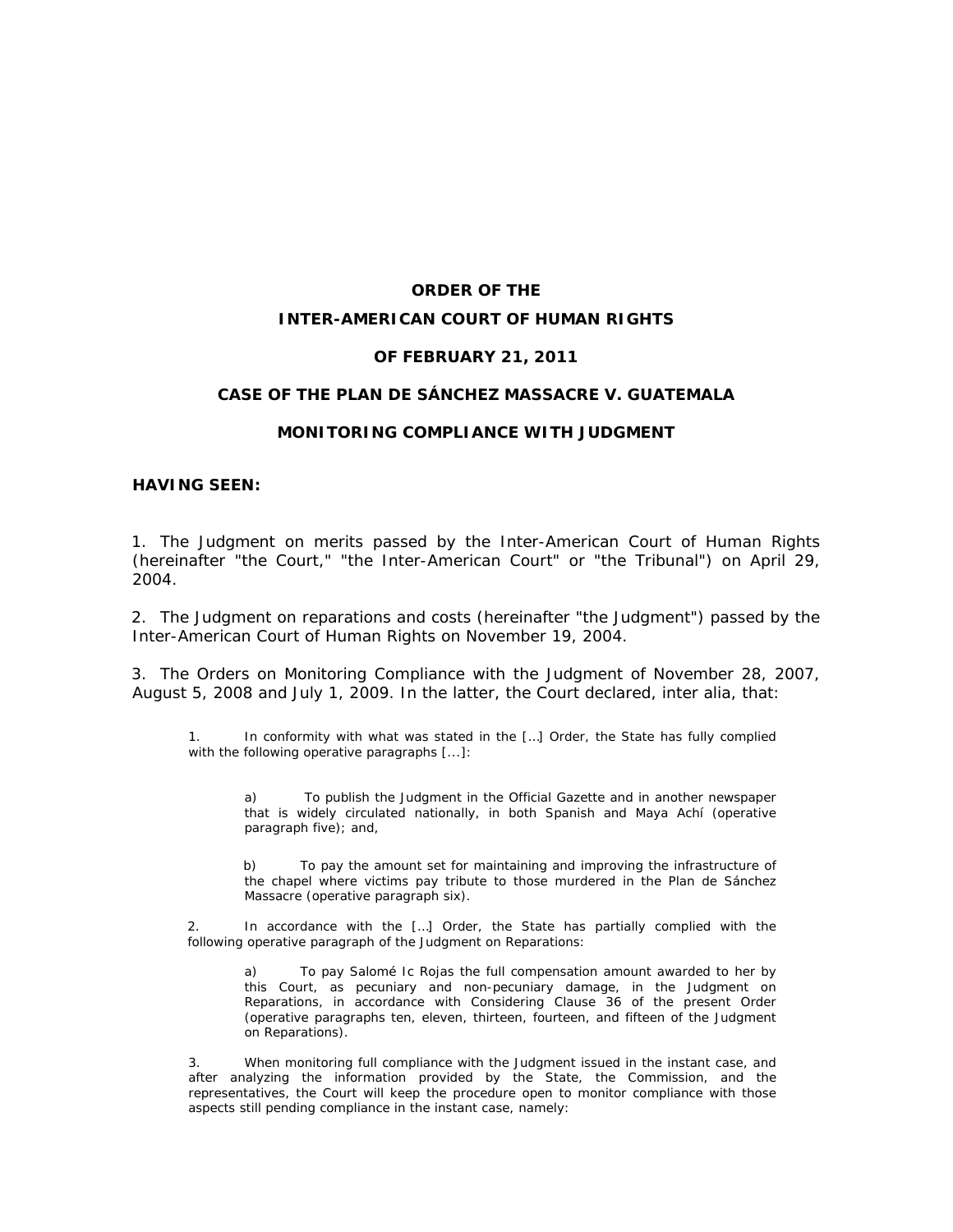**ORDER OF THE**

**INTER-AMERICAN COURT OF HUMAN RIGHTS**

**OF FEBRUARY 21, 2011**

**CASE OF THE PLAN DE SÁNCHEZ MASSACRE V. GUATEMALA**

**MONITORING COMPLIANCE WITH JUDGMENT**

**HAVING SEEN:**

1. The Judgment on merits passed by the Inter-American Court of Human Rights (hereinafter "the Court," "the Inter-American Court" or "the Tribunal") on April 29, 2004.

2. The Judgment on reparations and costs (hereinafter "the Judgment") passed by the Inter-American Court of Human Rights on November 19, 2004.

3. The Orders on Monitoring Compliance with the Judgment of November 28, 2007, August 5, 2008 and July 1, 2009. In the latter, the Court declared, inter alia, that:

> 1. In conformity with what was stated in the […] Order, the State has fully complied with the following operative paragraphs [...]:
>
> > a) To publish the Judgment in the Official Gazette and in another newspaper that is widely circulated nationally, in both Spanish and Maya Achí (operative paragraph five); and,
> >
> > b) To pay the amount set for maintaining and improving the infrastructure of the chapel where victims pay tribute to those murdered in the Plan de Sánchez Massacre (operative paragraph six).
>
> 2. In accordance with the […] Order, the State has partially complied with the following operative paragraph of the Judgment on Reparations:
>
> > a) To pay Salomé Ic Rojas the full compensation amount awarded to her by this Court, as pecuniary and non-pecuniary damage, in the Judgment on Reparations, in accordance with Considering Clause 36 of the present Order (operative paragraphs ten, eleven, thirteen, fourteen, and fifteen of the Judgment on Reparations).
>
> 3. When monitoring full compliance with the Judgment issued in the instant case, and after analyzing the information provided by the State, the Commission, and the representatives, the Court will keep the procedure open to monitor compliance with those aspects still pending compliance in the instant case, namely: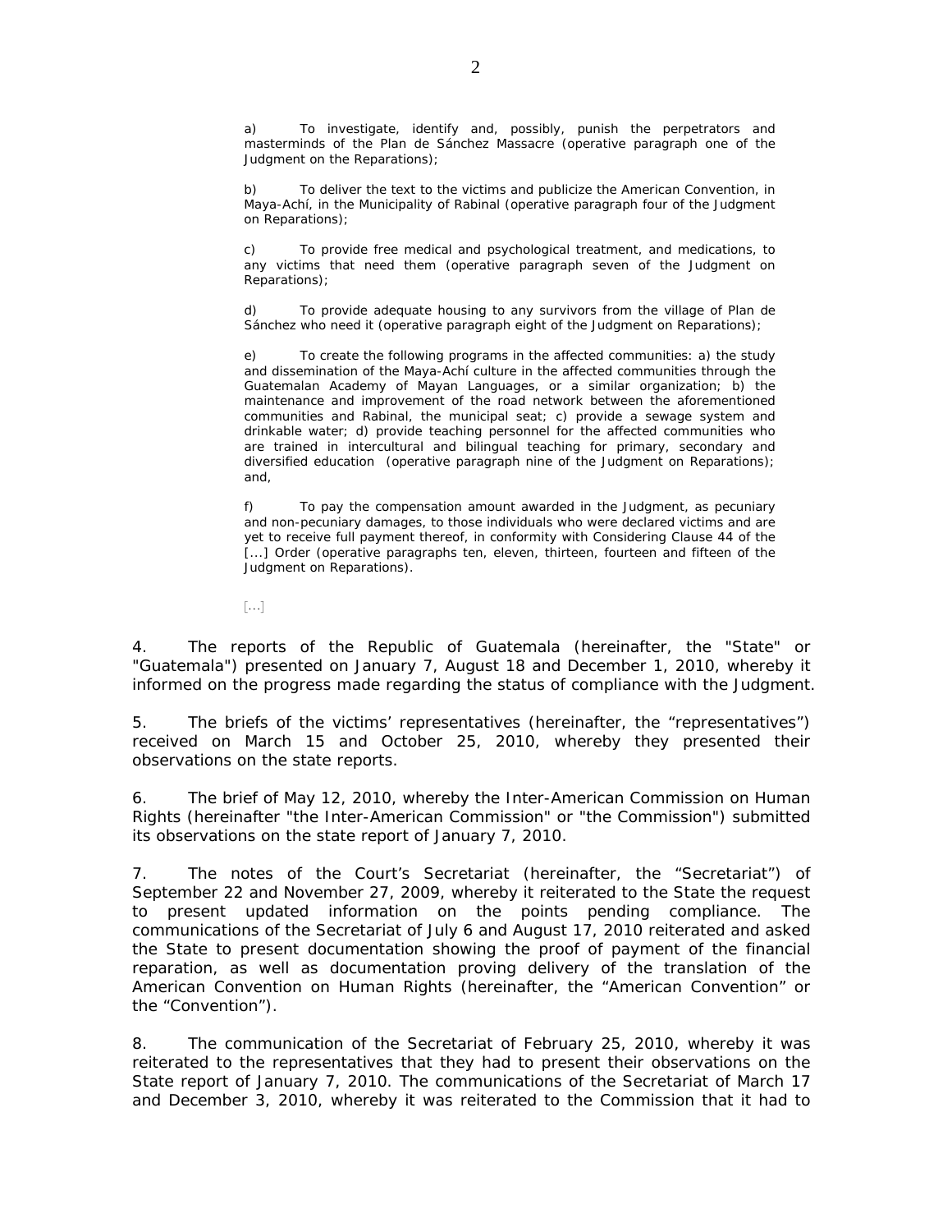a) To investigate, identify and, possibly, punish the perpetrators and masterminds of the Plan de Sánchez Massacre (operative paragraph one of the Judgment on the Reparations);

b) To deliver the text to the victims and publicize the American Convention, in Maya-Achí, in the Municipality of Rabinal (operative paragraph four of the Judgment on Reparations);

c) To provide free medical and psychological treatment, and medications, to any victims that need them (operative paragraph seven of the Judgment on Reparations);

d) To provide adequate housing to any survivors from the village of Plan de Sánchez who need it (operative paragraph eight of the Judgment on Reparations);

e) To create the following programs in the affected communities: a) the study and dissemination of the Maya-Achí culture in the affected communities through the Guatemalan Academy of Mayan Languages, or a similar organization; b) the maintenance and improvement of the road network between the aforementioned communities and Rabinal, the municipal seat; c) provide a sewage system and drinkable water; d) provide teaching personnel for the affected communities who are trained in intercultural and bilingual teaching for primary, secondary and diversified education (operative paragraph nine of the Judgment on Reparations); and,

f) To pay the compensation amount awarded in the Judgment, as pecuniary and non-pecuniary damages, to those individuals who were declared victims and are yet to receive full payment thereof, in conformity with Considering Clause 44 of the [...] Order (operative paragraphs ten, eleven, thirteen, fourteen and fifteen of the Judgment on Reparations).

[...]

4. The reports of the Republic of Guatemala (hereinafter, the "State" or "Guatemala") presented on January 7, August 18 and December 1, 2010, whereby it informed on the progress made regarding the status of compliance with the Judgment.

5. The briefs of the victims' representatives (hereinafter, the "representatives") received on March 15 and October 25, 2010, whereby they presented their observations on the state reports.

6. The brief of May 12, 2010, whereby the Inter-American Commission on Human Rights (hereinafter "the Inter-American Commission" or "the Commission") submitted its observations on the state report of January 7, 2010.

7. The notes of the Court's Secretariat (hereinafter, the "Secretariat") of September 22 and November 27, 2009, whereby it reiterated to the State the request to present updated information on the points pending compliance. The communications of the Secretariat of July 6 and August 17, 2010 reiterated and asked the State to present documentation showing the proof of payment of the financial reparation, as well as documentation proving delivery of the translation of the American Convention on Human Rights (hereinafter, the "American Convention" or the "Convention").

8. The communication of the Secretariat of February 25, 2010, whereby it was reiterated to the representatives that they had to present their observations on the State report of January 7, 2010. The communications of the Secretariat of March 17 and December 3, 2010, whereby it was reiterated to the Commission that it had to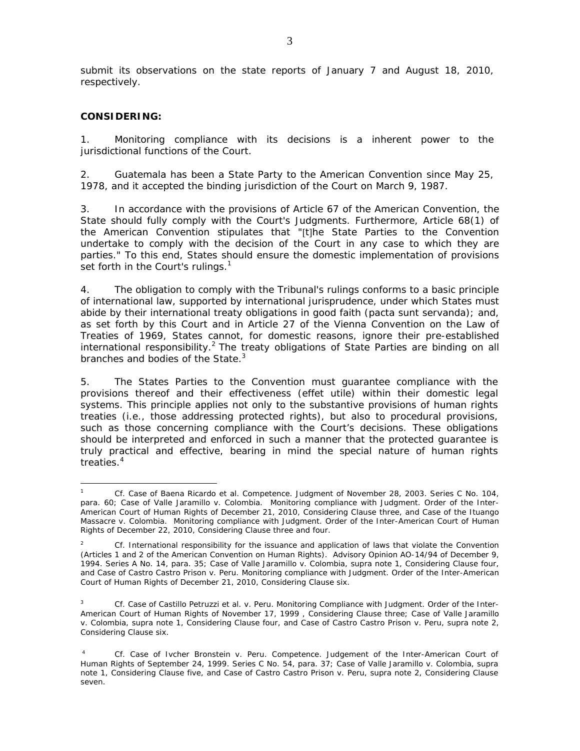submit its observations on the state reports of January 7 and August 18, 2010, respectively.

**CONSIDERING:**

1. Monitoring compliance with its decisions is a inherent power to the jurisdictional functions of the Court.

2. Guatemala has been a State Party to the American Convention since May 25, 1978, and it accepted the binding jurisdiction of the Court on March 9, 1987.

3. In accordance with the provisions of Article 67 of the American Convention, the State should fully comply with the Court's Judgments. Furthermore, Article 68(1) of the American Convention stipulates that "[t]he State Parties to the Convention undertake to comply with the decision of the Court in any case to which they are parties." To this end, States should ensure the domestic implementation of provisions set forth in the Court's rulings.[1]

4. The obligation to comply with the Tribunal's rulings conforms to a basic principle of international law, supported by international jurisprudence, under which States must abide by their international treaty obligations in good faith (pacta sunt servanda); and, as set forth by this Court and in Article 27 of the Vienna Convention on the Law of Treaties of 1969, States cannot, for domestic reasons, ignore their pre-established international responsibility.[2] The treaty obligations of State Parties are binding on all branches and bodies of the State.[3]

5. The States Parties to the Convention must guarantee compliance with the provisions thereof and their effectiveness (effet utile) within their domestic legal systems. This principle applies not only to the substantive provisions of human rights treaties (i.e., those addressing protected rights), but also to procedural provisions, such as those concerning compliance with the Court's decisions. These obligations should be interpreted and enforced in such a manner that the protected guarantee is truly practical and effective, bearing in mind the special nature of human rights treaties.[4]

---

[1] Cf. Case of Baena Ricardo et al. Competence. Judgment of November 28, 2003. Series C No. 104, para. 60; Case of Valle Jaramillo v. Colombia. Monitoring compliance with Judgment. Order of the Inter-American Court of Human Rights of December 21, 2010, Considering Clause three, and Case of the Ituango Massacre v. Colombia. Monitoring compliance with Judgment. Order of the Inter-American Court of Human Rights of December 22, 2010, Considering Clause three and four.

[2] Cf. International responsibility for the issuance and application of laws that violate the Convention (Articles 1 and 2 of the American Convention on Human Rights). Advisory Opinion AO-14/94 of December 9, 1994. Series A No. 14, para. 35; Case of Valle Jaramillo v. Colombia, supra note 1, Considering Clause four, and Case of Castro Castro Prison v. Peru. Monitoring compliance with Judgment. Order of the Inter-American Court of Human Rights of December 21, 2010, Considering Clause six.

[3] Cf. Case of Castillo Petruzzi et al. v. Peru. Monitoring Compliance with Judgment. Order of the Inter-American Court of Human Rights of November 17, 1999 , Considering Clause three; Case of Valle Jaramillo v. Colombia, supra note 1, Considering Clause four, and Case of Castro Castro Prison v. Peru, supra note 2, Considering Clause six.

[4] Cf. Case of Ivcher Bronstein v. Peru. Competence. Judgement of the Inter-American Court of Human Rights of September 24, 1999. Series C No. 54, para. 37; Case of Valle Jaramillo v. Colombia, supra note 1, Considering Clause five, and Case of Castro Castro Prison v. Peru, supra note 2, Considering Clause seven.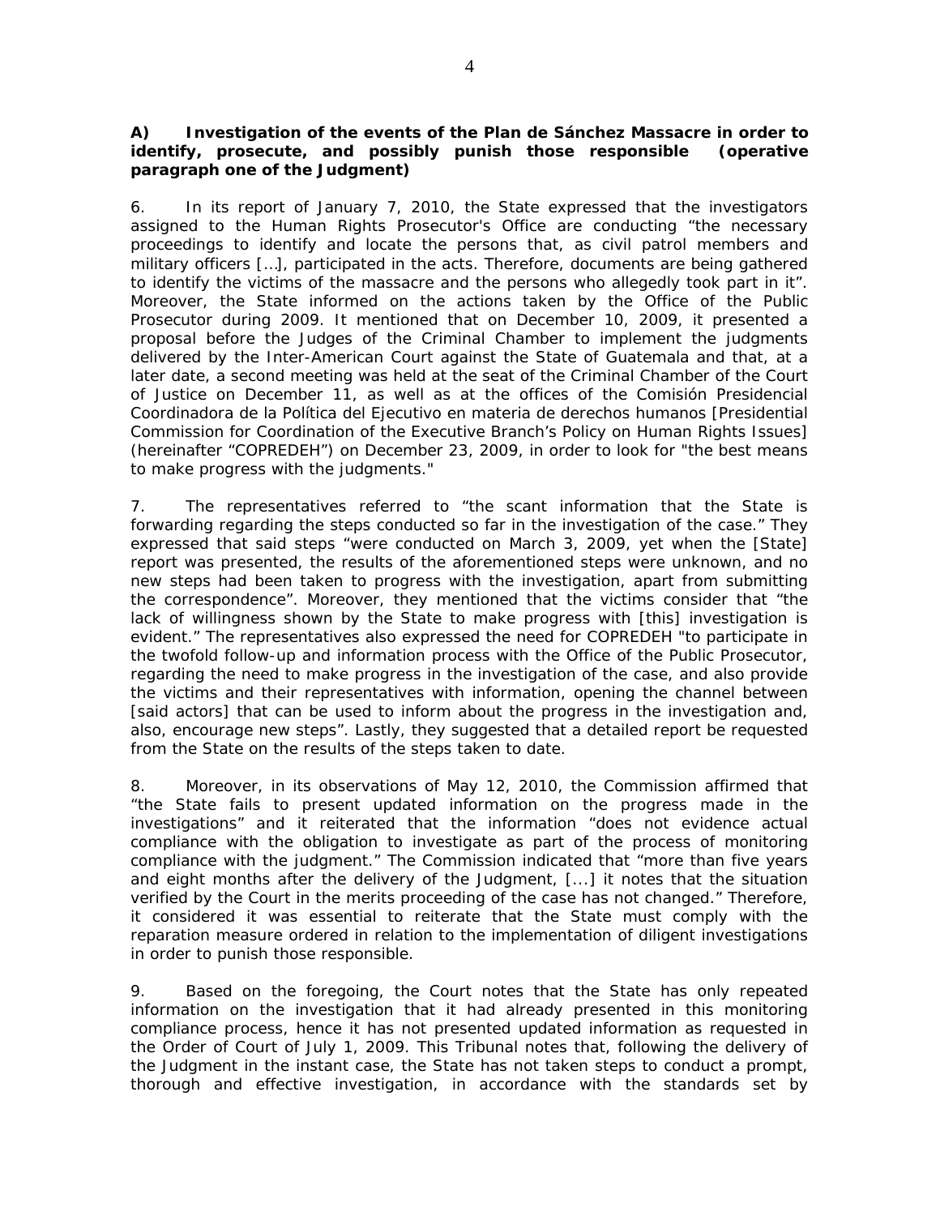**A) Investigation of the events of the Plan de Sánchez Massacre in order to identify, prosecute, and possibly punish those responsible (operative paragraph one of the Judgment)**

6. In its report of January 7, 2010, the State expressed that the investigators assigned to the Human Rights Prosecutor's Office are conducting "the necessary proceedings to identify and locate the persons that, as civil patrol members and military officers […], participated in the acts. Therefore, documents are being gathered to identify the victims of the massacre and the persons who allegedly took part in it". Moreover, the State informed on the actions taken by the Office of the Public Prosecutor during 2009. It mentioned that on December 10, 2009, it presented a proposal before the Judges of the Criminal Chamber to implement the judgments delivered by the Inter-American Court against the State of Guatemala and that, at a later date, a second meeting was held at the seat of the Criminal Chamber of the Court of Justice on December 11, as well as at the offices of the Comisión Presidencial Coordinadora de la Política del Ejecutivo en materia de derechos humanos [Presidential Commission for Coordination of the Executive Branch's Policy on Human Rights Issues] (hereinafter "COPREDEH") on December 23, 2009, in order to look for "the best means to make progress with the judgments."

7. The representatives referred to "the scant information that the State is forwarding regarding the steps conducted so far in the investigation of the case." They expressed that said steps "were conducted on March 3, 2009, yet when the [State] report was presented, the results of the aforementioned steps were unknown, and no new steps had been taken to progress with the investigation, apart from submitting the correspondence". Moreover, they mentioned that the victims consider that "the lack of willingness shown by the State to make progress with [this] investigation is evident." The representatives also expressed the need for COPREDEH "to participate in the twofold follow-up and information process with the Office of the Public Prosecutor, regarding the need to make progress in the investigation of the case, and also provide the victims and their representatives with information, opening the channel between [said actors] that can be used to inform about the progress in the investigation and, also, encourage new steps". Lastly, they suggested that a detailed report be requested from the State on the results of the steps taken to date.

8. Moreover, in its observations of May 12, 2010, the Commission affirmed that "the State fails to present updated information on the progress made in the investigations" and it reiterated that the information "does not evidence actual compliance with the obligation to investigate as part of the process of monitoring compliance with the judgment." The Commission indicated that "more than five years and eight months after the delivery of the Judgment, [...] it notes that the situation verified by the Court in the merits proceeding of the case has not changed." Therefore, it considered it was essential to reiterate that the State must comply with the reparation measure ordered in relation to the implementation of diligent investigations in order to punish those responsible.

9. Based on the foregoing, the Court notes that the State has only repeated information on the investigation that it had already presented in this monitoring compliance process, hence it has not presented updated information as requested in the Order of Court of July 1, 2009. This Tribunal notes that, following the delivery of the Judgment in the instant case, the State has not taken steps to conduct a prompt, thorough and effective investigation, in accordance with the standards set by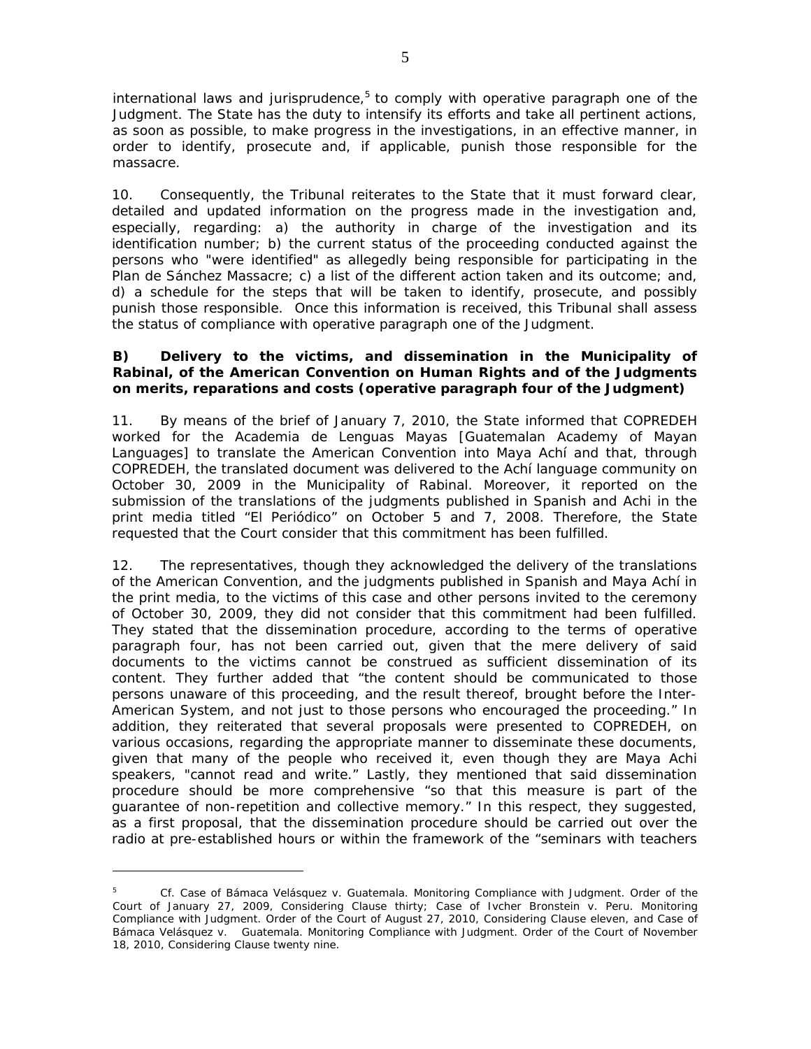international laws and jurisprudence,[5] to comply with operative paragraph one of the Judgment. The State has the duty to intensify its efforts and take all pertinent actions, as soon as possible, to make progress in the investigations, in an effective manner, in order to identify, prosecute and, if applicable, punish those responsible for the massacre.

10. Consequently, the Tribunal reiterates to the State that it must forward clear, detailed and updated information on the progress made in the investigation and, especially, regarding: a) the authority in charge of the investigation and its identification number; b) the current status of the proceeding conducted against the persons who "were identified" as allegedly being responsible for participating in the Plan de Sánchez Massacre; c) a list of the different action taken and its outcome; and, d) a schedule for the steps that will be taken to identify, prosecute, and possibly punish those responsible. Once this information is received, this Tribunal shall assess the status of compliance with operative paragraph one of the Judgment.

### B) Delivery to the victims, and dissemination in the Municipality of Rabinal, of the American Convention on Human Rights and of the Judgments on merits, reparations and costs (operative paragraph four of the Judgment)

11. By means of the brief of January 7, 2010, the State informed that COPREDEH worked for the Academia de Lenguas Mayas [Guatemalan Academy of Mayan Languages] to translate the American Convention into Maya Achí and that, through COPREDEH, the translated document was delivered to the Achí language community on October 30, 2009 in the Municipality of Rabinal. Moreover, it reported on the submission of the translations of the judgments published in Spanish and Achi in the print media titled "El Periódico" on October 5 and 7, 2008. Therefore, the State requested that the Court consider that this commitment has been fulfilled.

12. The representatives, though they acknowledged the delivery of the translations of the American Convention, and the judgments published in Spanish and Maya Achí in the print media, to the victims of this case and other persons invited to the ceremony of October 30, 2009, they did not consider that this commitment had been fulfilled. They stated that the dissemination procedure, according to the terms of operative paragraph four, has not been carried out, given that the mere delivery of said documents to the victims cannot be construed as sufficient dissemination of its content. They further added that "the content should be communicated to those persons unaware of this proceeding, and the result thereof, brought before the Inter-American System, and not just to those persons who encouraged the proceeding." In addition, they reiterated that several proposals were presented to COPREDEH, on various occasions, regarding the appropriate manner to disseminate these documents, given that many of the people who received it, even though they are Maya Achi speakers, "cannot read and write." Lastly, they mentioned that said dissemination procedure should be more comprehensive "so that this measure is part of the guarantee of non-repetition and collective memory." In this respect, they suggested, as a first proposal, that the dissemination procedure should be carried out over the radio at pre-established hours or within the framework of the "seminars with teachers

---

[5] *Cf. Case of Bámaca Velásquez v. Guatemala. Monitoring Compliance with Judgment.* Order of the Court of January 27, 2009, Considering Clause thirty; *Case of Ivcher Bronstein v. Peru. Monitoring Compliance with Judgment.* Order of the Court of August 27, 2010, Considering Clause eleven, and *Case of Bámaca Velásquez v. Guatemala. Monitoring Compliance with Judgment.* Order of the Court of November 18, 2010, Considering Clause twenty nine.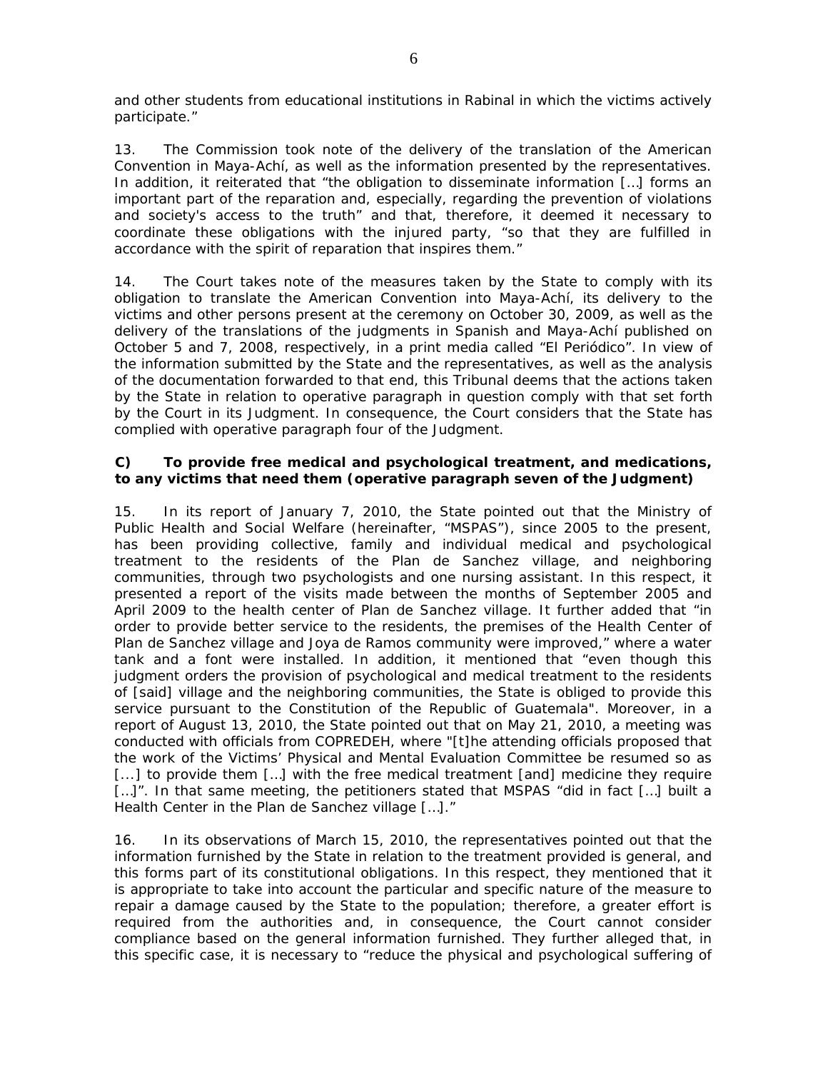and other students from educational institutions in Rabinal in which the victims actively participate."

13. The Commission took note of the delivery of the translation of the American Convention in Maya-Achí, as well as the information presented by the representatives. In addition, it reiterated that "the obligation to disseminate information […] forms an important part of the reparation and, especially, regarding the prevention of violations and society's access to the truth" and that, therefore, it deemed it necessary to coordinate these obligations with the injured party, "so that they are fulfilled in accordance with the spirit of reparation that inspires them."

14. The Court takes note of the measures taken by the State to comply with its obligation to translate the American Convention into Maya-Achí, its delivery to the victims and other persons present at the ceremony on October 30, 2009, as well as the delivery of the translations of the judgments in Spanish and Maya-Achí published on October 5 and 7, 2008, respectively, in a print media called "El Periódico". In view of the information submitted by the State and the representatives, as well as the analysis of the documentation forwarded to that end, this Tribunal deems that the actions taken by the State in relation to operative paragraph in question comply with that set forth by the Court in its Judgment. In consequence, the Court considers that the State has complied with operative paragraph four of the Judgment.

**C) To provide free medical and psychological treatment, and medications, to any victims that need them (operative paragraph seven of the Judgment)**

15. In its report of January 7, 2010, the State pointed out that the Ministry of Public Health and Social Welfare (hereinafter, "MSPAS"), since 2005 to the present, has been providing collective, family and individual medical and psychological treatment to the residents of the Plan de Sanchez village, and neighboring communities, through two psychologists and one nursing assistant. In this respect, it presented a report of the visits made between the months of September 2005 and April 2009 to the health center of Plan de Sanchez village. It further added that "in order to provide better service to the residents, the premises of the Health Center of Plan de Sanchez village and Joya de Ramos community were improved," where a water tank and a font were installed. In addition, it mentioned that "even though this judgment orders the provision of psychological and medical treatment to the residents of [said] village and the neighboring communities, the State is obliged to provide this service pursuant to the Constitution of the Republic of Guatemala". Moreover, in a report of August 13, 2010, the State pointed out that on May 21, 2010, a meeting was conducted with officials from COPREDEH, where "[t]he attending officials proposed that the work of the Victims' Physical and Mental Evaluation Committee be resumed so as […] to provide them […] with the free medical treatment [and] medicine they require […]". In that same meeting, the petitioners stated that MSPAS "did in fact […] built a Health Center in the Plan de Sanchez village […]."

16. In its observations of March 15, 2010, the representatives pointed out that the information furnished by the State in relation to the treatment provided is general, and this forms part of its constitutional obligations. In this respect, they mentioned that it is appropriate to take into account the particular and specific nature of the measure to repair a damage caused by the State to the population; therefore, a greater effort is required from the authorities and, in consequence, the Court cannot consider compliance based on the general information furnished. They further alleged that, in this specific case, it is necessary to "reduce the physical and psychological suffering of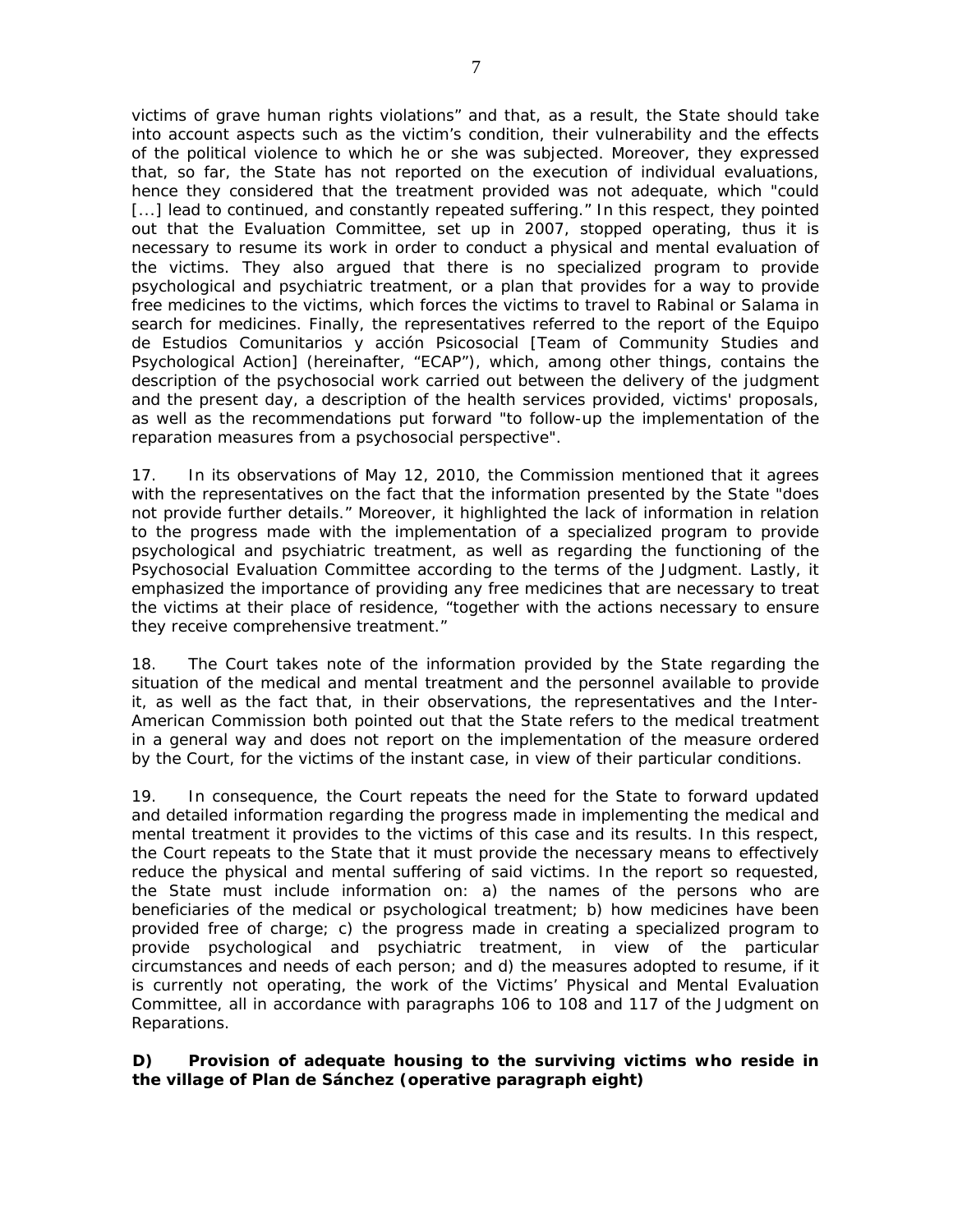victims of grave human rights violations" and that, as a result, the State should take into account aspects such as the victim's condition, their vulnerability and the effects of the political violence to which he or she was subjected. Moreover, they expressed that, so far, the State has not reported on the execution of individual evaluations, hence they considered that the treatment provided was not adequate, which "could [...] lead to continued, and constantly repeated suffering." In this respect, they pointed out that the Evaluation Committee, set up in 2007, stopped operating, thus it is necessary to resume its work in order to conduct a physical and mental evaluation of the victims. They also argued that there is no specialized program to provide psychological and psychiatric treatment, or a plan that provides for a way to provide free medicines to the victims, which forces the victims to travel to Rabinal or Salama in search for medicines. Finally, the representatives referred to the report of the Equipo de Estudios Comunitarios y acción Psicosocial [Team of Community Studies and Psychological Action] (hereinafter, "ECAP"), which, among other things, contains the description of the psychosocial work carried out between the delivery of the judgment and the present day, a description of the health services provided, victims' proposals, as well as the recommendations put forward "to follow-up the implementation of the reparation measures from a psychosocial perspective".

17. In its observations of May 12, 2010, the Commission mentioned that it agrees with the representatives on the fact that the information presented by the State "does not provide further details." Moreover, it highlighted the lack of information in relation to the progress made with the implementation of a specialized program to provide psychological and psychiatric treatment, as well as regarding the functioning of the Psychosocial Evaluation Committee according to the terms of the Judgment. Lastly, it emphasized the importance of providing any free medicines that are necessary to treat the victims at their place of residence, "together with the actions necessary to ensure they receive comprehensive treatment."

18. The Court takes note of the information provided by the State regarding the situation of the medical and mental treatment and the personnel available to provide it, as well as the fact that, in their observations, the representatives and the Inter-American Commission both pointed out that the State refers to the medical treatment in a general way and does not report on the implementation of the measure ordered by the Court, for the victims of the instant case, in view of their particular conditions.

19. In consequence, the Court repeats the need for the State to forward updated and detailed information regarding the progress made in implementing the medical and mental treatment it provides to the victims of this case and its results. In this respect, the Court repeats to the State that it must provide the necessary means to effectively reduce the physical and mental suffering of said victims. In the report so requested, the State must include information on: a) the names of the persons who are beneficiaries of the medical or psychological treatment; b) how medicines have been provided free of charge; c) the progress made in creating a specialized program to provide psychological and psychiatric treatment, in view of the particular circumstances and needs of each person; and d) the measures adopted to resume, if it is currently not operating, the work of the Victims' Physical and Mental Evaluation Committee, all in accordance with paragraphs 106 to 108 and 117 of the Judgment on Reparations.

***D) Provision of adequate housing to the surviving victims who reside in the village of Plan de Sánchez (operative paragraph eight)***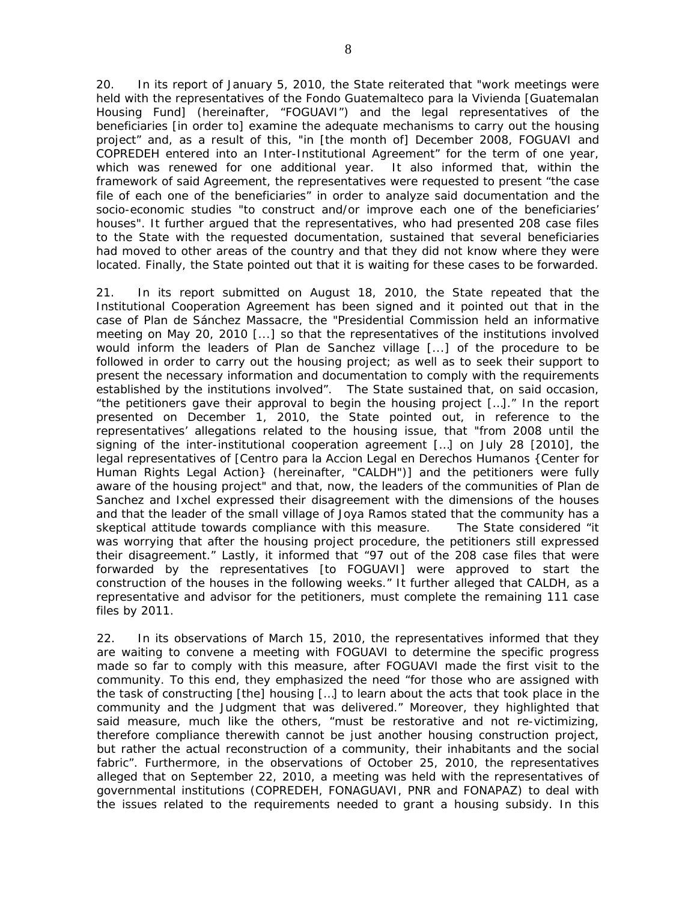20. In its report of January 5, 2010, the State reiterated that "work meetings were held with the representatives of the Fondo Guatemalteco para la Vivienda [Guatemalan Housing Fund] (hereinafter, "FOGUAVI") and the legal representatives of the beneficiaries [in order to] examine the adequate mechanisms to carry out the housing project" and, as a result of this, "in [the month of] December 2008, FOGUAVI and COPREDEH entered into an Inter-Institutional Agreement" for the term of one year, which was renewed for one additional year. It also informed that, within the framework of said Agreement, the representatives were requested to present "the case file of each one of the beneficiaries" in order to analyze said documentation and the socio-economic studies "to construct and/or improve each one of the beneficiaries' houses". It further argued that the representatives, who had presented 208 case files to the State with the requested documentation, sustained that several beneficiaries had moved to other areas of the country and that they did not know where they were located. Finally, the State pointed out that it is waiting for these cases to be forwarded.

21. In its report submitted on August 18, 2010, the State repeated that the Institutional Cooperation Agreement has been signed and it pointed out that in the case of Plan de Sánchez Massacre, the "Presidential Commission held an informative meeting on May 20, 2010 [...] so that the representatives of the institutions involved would inform the leaders of Plan de Sanchez village [...] of the procedure to be followed in order to carry out the housing project; as well as to seek their support to present the necessary information and documentation to comply with the requirements established by the institutions involved". The State sustained that, on said occasion, "the petitioners gave their approval to begin the housing project […]." In the report presented on December 1, 2010, the State pointed out, in reference to the representatives' allegations related to the housing issue, that "from 2008 until the signing of the inter-institutional cooperation agreement […] on July 28 [2010], the legal representatives of [Centro para la Accion Legal en Derechos Humanos {Center for Human Rights Legal Action} (hereinafter, "CALDH")] and the petitioners were fully aware of the housing project" and that, now, the leaders of the communities of Plan de Sanchez and Ixchel expressed their disagreement with the dimensions of the houses and that the leader of the small village of Joya Ramos stated that the community has a skeptical attitude towards compliance with this measure. The State considered "it was worrying that after the housing project procedure, the petitioners still expressed their disagreement." Lastly, it informed that "97 out of the 208 case files that were forwarded by the representatives [to FOGUAVI] were approved to start the construction of the houses in the following weeks." It further alleged that CALDH, as a representative and advisor for the petitioners, must complete the remaining 111 case files by 2011.

22. In its observations of March 15, 2010, the representatives informed that they are waiting to convene a meeting with FOGUAVI to determine the specific progress made so far to comply with this measure, after FOGUAVI made the first visit to the community. To this end, they emphasized the need "for those who are assigned with the task of constructing [the] housing […] to learn about the acts that took place in the community and the Judgment that was delivered." Moreover, they highlighted that said measure, much like the others, "must be restorative and not re-victimizing, therefore compliance therewith cannot be just another housing construction project, but rather the actual reconstruction of a community, their inhabitants and the social fabric". Furthermore, in the observations of October 25, 2010, the representatives alleged that on September 22, 2010, a meeting was held with the representatives of governmental institutions (COPREDEH, FONAGUAVI, PNR and FONAPAZ) to deal with the issues related to the requirements needed to grant a housing subsidy. In this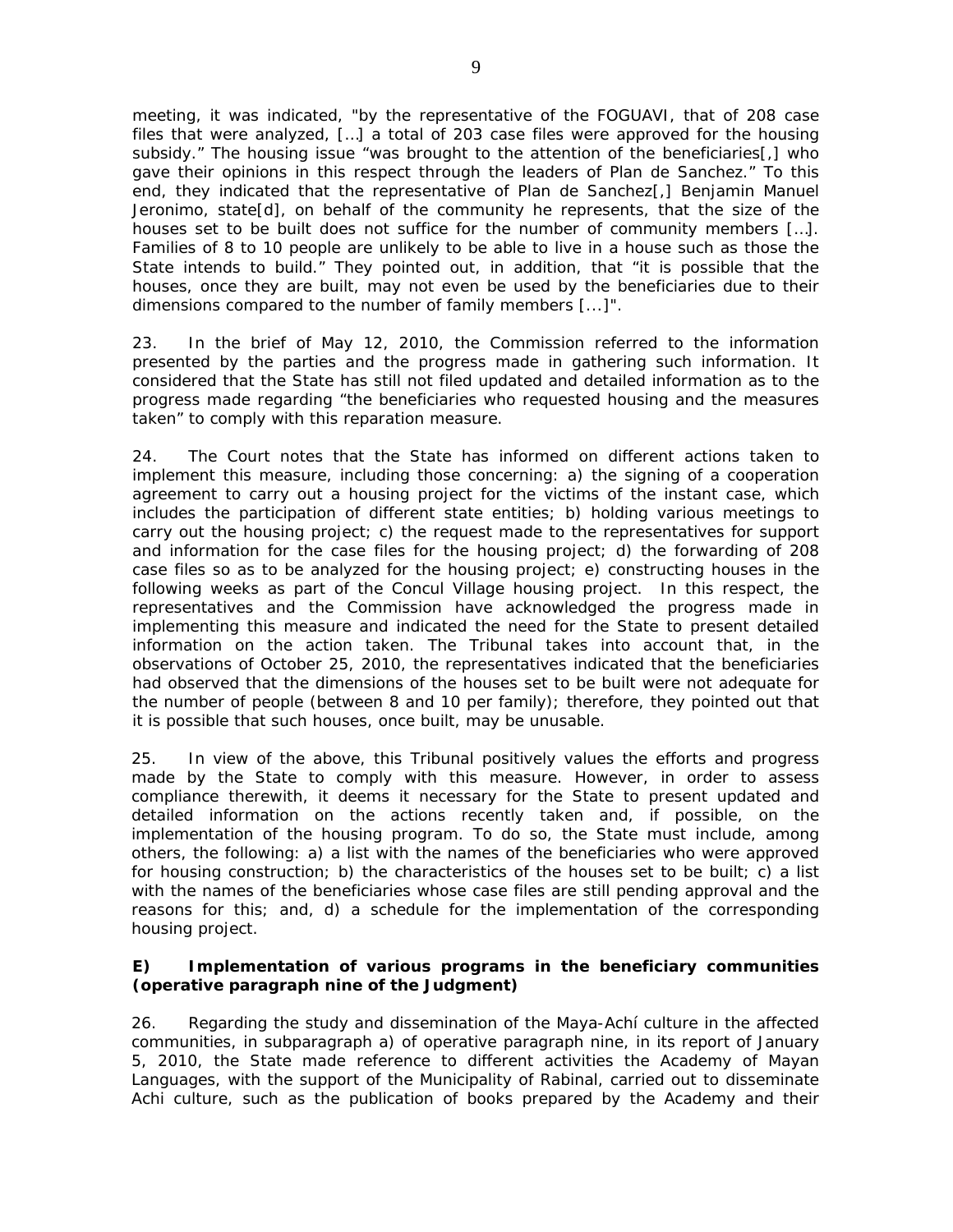meeting, it was indicated, "by the representative of the FOGUAVI, that of 208 case files that were analyzed, […] a total of 203 case files were approved for the housing subsidy." The housing issue "was brought to the attention of the beneficiaries[,] who gave their opinions in this respect through the leaders of Plan de Sanchez." To this end, they indicated that the representative of Plan de Sanchez[,] Benjamin Manuel Jeronimo, state[d], on behalf of the community he represents, that the size of the houses set to be built does not suffice for the number of community members […]. Families of 8 to 10 people are unlikely to be able to live in a house such as those the State intends to build." They pointed out, in addition, that "it is possible that the houses, once they are built, may not even be used by the beneficiaries due to their dimensions compared to the number of family members [...]".

23. In the brief of May 12, 2010, the Commission referred to the information presented by the parties and the progress made in gathering such information. It considered that the State has still not filed updated and detailed information as to the progress made regarding "the beneficiaries who requested housing and the measures taken" to comply with this reparation measure.

24. The Court notes that the State has informed on different actions taken to implement this measure, including those concerning: a) the signing of a cooperation agreement to carry out a housing project for the victims of the instant case, which includes the participation of different state entities; b) holding various meetings to carry out the housing project; c) the request made to the representatives for support and information for the case files for the housing project; d) the forwarding of 208 case files so as to be analyzed for the housing project; e) constructing houses in the following weeks as part of the Concul Village housing project. In this respect, the representatives and the Commission have acknowledged the progress made in implementing this measure and indicated the need for the State to present detailed information on the action taken. The Tribunal takes into account that, in the observations of October 25, 2010, the representatives indicated that the beneficiaries had observed that the dimensions of the houses set to be built were not adequate for the number of people (between 8 and 10 per family); therefore, they pointed out that it is possible that such houses, once built, may be unusable.

25. In view of the above, this Tribunal positively values the efforts and progress made by the State to comply with this measure. However, in order to assess compliance therewith, it deems it necessary for the State to present updated and detailed information on the actions recently taken and, if possible, on the implementation of the housing program. To do so, the State must include, among others, the following: a) a list with the names of the beneficiaries who were approved for housing construction; b) the characteristics of the houses set to be built; c) a list with the names of the beneficiaries whose case files are still pending approval and the reasons for this; and, d) a schedule for the implementation of the corresponding housing project.

### E) Implementation of various programs in the beneficiary communities (operative paragraph nine of the Judgment)

26. Regarding the study and dissemination of the Maya-Achí culture in the affected communities, in subparagraph a) of operative paragraph nine, in its report of January 5, 2010, the State made reference to different activities the Academy of Mayan Languages, with the support of the Municipality of Rabinal, carried out to disseminate Achi culture, such as the publication of books prepared by the Academy and their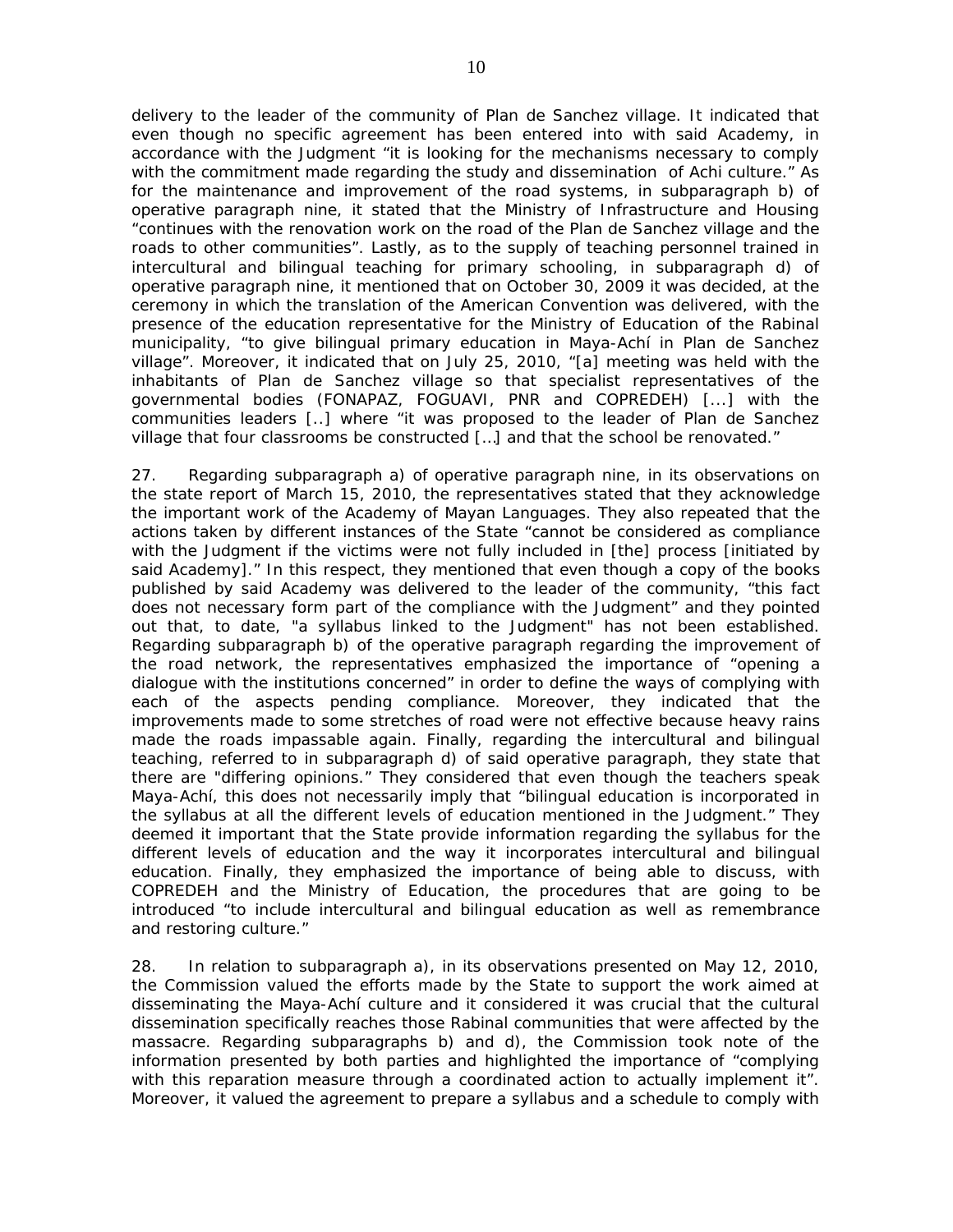delivery to the leader of the community of Plan de Sanchez village. It indicated that even though no specific agreement has been entered into with said Academy, in accordance with the Judgment "it is looking for the mechanisms necessary to comply with the commitment made regarding the study and dissemination of Achi culture." As for the maintenance and improvement of the road systems, in subparagraph b) of operative paragraph nine, it stated that the Ministry of Infrastructure and Housing "continues with the renovation work on the road of the Plan de Sanchez village and the roads to other communities". Lastly, as to the supply of teaching personnel trained in intercultural and bilingual teaching for primary schooling, in subparagraph d) of operative paragraph nine, it mentioned that on October 30, 2009 it was decided, at the ceremony in which the translation of the American Convention was delivered, with the presence of the education representative for the Ministry of Education of the Rabinal municipality, "to give bilingual primary education in Maya-Achí in Plan de Sanchez village". Moreover, it indicated that on July 25, 2010, "[a] meeting was held with the inhabitants of Plan de Sanchez village so that specialist representatives of the governmental bodies (FONAPAZ, FOGUAVI, PNR and COPREDEH) [...] with the communities leaders [..] where "it was proposed to the leader of Plan de Sanchez village that four classrooms be constructed […] and that the school be renovated."

27. Regarding subparagraph a) of operative paragraph nine, in its observations on the state report of March 15, 2010, the representatives stated that they acknowledge the important work of the Academy of Mayan Languages. They also repeated that the actions taken by different instances of the State "cannot be considered as compliance with the Judgment if the victims were not fully included in [the] process [initiated by said Academy]." In this respect, they mentioned that even though a copy of the books published by said Academy was delivered to the leader of the community, "this fact does not necessary form part of the compliance with the Judgment" and they pointed out that, to date, "a syllabus linked to the Judgment" has not been established. Regarding subparagraph b) of the operative paragraph regarding the improvement of the road network, the representatives emphasized the importance of "opening a dialogue with the institutions concerned" in order to define the ways of complying with each of the aspects pending compliance. Moreover, they indicated that the improvements made to some stretches of road were not effective because heavy rains made the roads impassable again. Finally, regarding the intercultural and bilingual teaching, referred to in subparagraph d) of said operative paragraph, they state that there are "differing opinions." They considered that even though the teachers speak Maya-Achí, this does not necessarily imply that "bilingual education is incorporated in the syllabus at all the different levels of education mentioned in the Judgment." They deemed it important that the State provide information regarding the syllabus for the different levels of education and the way it incorporates intercultural and bilingual education. Finally, they emphasized the importance of being able to discuss, with COPREDEH and the Ministry of Education, the procedures that are going to be introduced "to include intercultural and bilingual education as well as remembrance and restoring culture."

28. In relation to subparagraph a), in its observations presented on May 12, 2010, the Commission valued the efforts made by the State to support the work aimed at disseminating the Maya-Achí culture and it considered it was crucial that the cultural dissemination specifically reaches those Rabinal communities that were affected by the massacre. Regarding subparagraphs b) and d), the Commission took note of the information presented by both parties and highlighted the importance of "complying with this reparation measure through a coordinated action to actually implement it". Moreover, it valued the agreement to prepare a syllabus and a schedule to comply with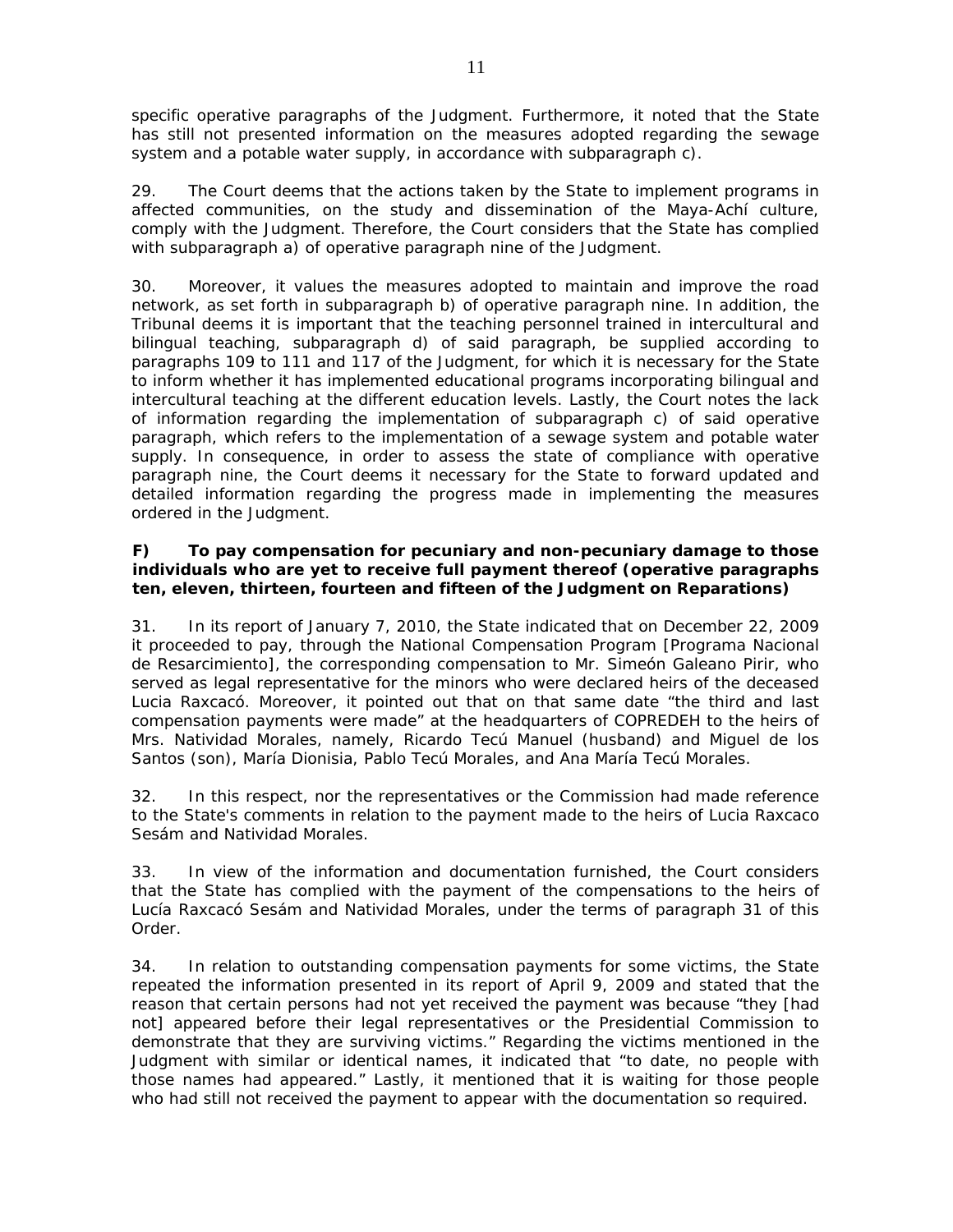specific operative paragraphs of the Judgment. Furthermore, it noted that the State has still not presented information on the measures adopted regarding the sewage system and a potable water supply, in accordance with subparagraph c).

29. The Court deems that the actions taken by the State to implement programs in affected communities, on the study and dissemination of the Maya-Achí culture, comply with the Judgment. Therefore, the Court considers that the State has complied with subparagraph a) of operative paragraph nine of the Judgment.

30. Moreover, it values the measures adopted to maintain and improve the road network, as set forth in subparagraph b) of operative paragraph nine. In addition, the Tribunal deems it is important that the teaching personnel trained in intercultural and bilingual teaching, subparagraph d) of said paragraph, be supplied according to paragraphs 109 to 111 and 117 of the Judgment, for which it is necessary for the State to inform whether it has implemented educational programs incorporating bilingual and intercultural teaching at the different education levels. Lastly, the Court notes the lack of information regarding the implementation of subparagraph c) of said operative paragraph, which refers to the implementation of a sewage system and potable water supply. In consequence, in order to assess the state of compliance with operative paragraph nine, the Court deems it necessary for the State to forward updated and detailed information regarding the progress made in implementing the measures ordered in the Judgment.

**F) To pay compensation for pecuniary and non-pecuniary damage to those individuals who are yet to receive full payment thereof (operative paragraphs ten, eleven, thirteen, fourteen and fifteen of the Judgment on Reparations)**

31. In its report of January 7, 2010, the State indicated that on December 22, 2009 it proceeded to pay, through the National Compensation Program [Programa Nacional de Resarcimiento], the corresponding compensation to Mr. Simeón Galeano Pirir, who served as legal representative for the minors who were declared heirs of the deceased Lucia Raxcacó. Moreover, it pointed out that on that same date "the third and last compensation payments were made" at the headquarters of COPREDEH to the heirs of Mrs. Natividad Morales, namely, Ricardo Tecú Manuel (husband) and Miguel de los Santos (son), María Dionisia, Pablo Tecú Morales, and Ana María Tecú Morales.

32. In this respect, nor the representatives or the Commission had made reference to the State's comments in relation to the payment made to the heirs of Lucia Raxcaco Sesám and Natividad Morales.

33. In view of the information and documentation furnished, the Court considers that the State has complied with the payment of the compensations to the heirs of Lucía Raxcacó Sesám and Natividad Morales, under the terms of paragraph 31 of this Order.

34. In relation to outstanding compensation payments for some victims, the State repeated the information presented in its report of April 9, 2009 and stated that the reason that certain persons had not yet received the payment was because "they [had not] appeared before their legal representatives or the Presidential Commission to demonstrate that they are surviving victims." Regarding the victims mentioned in the Judgment with similar or identical names, it indicated that "to date, no people with those names had appeared." Lastly, it mentioned that it is waiting for those people who had still not received the payment to appear with the documentation so required.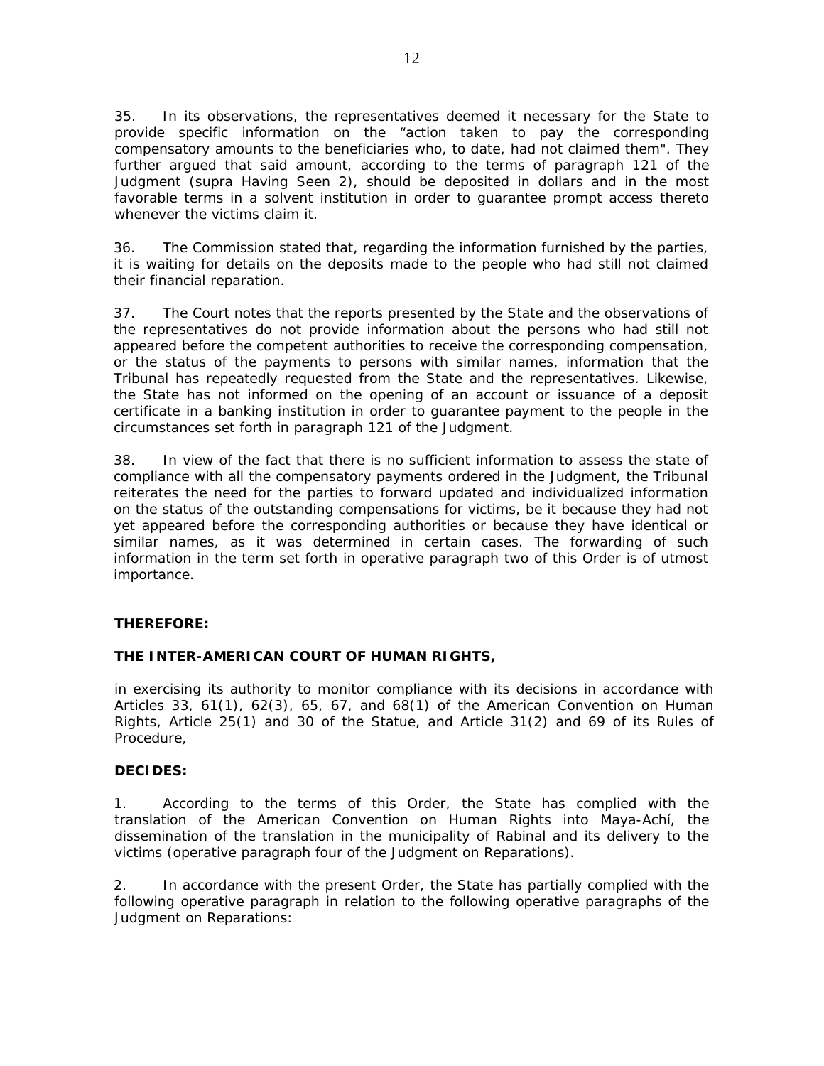35. In its observations, the representatives deemed it necessary for the State to provide specific information on the "action taken to pay the corresponding compensatory amounts to the beneficiaries who, to date, had not claimed them". They further argued that said amount, according to the terms of paragraph 121 of the Judgment (supra Having Seen 2), should be deposited in dollars and in the most favorable terms in a solvent institution in order to guarantee prompt access thereto whenever the victims claim it.

36. The Commission stated that, regarding the information furnished by the parties, it is waiting for details on the deposits made to the people who had still not claimed their financial reparation.

37. The Court notes that the reports presented by the State and the observations of the representatives do not provide information about the persons who had still not appeared before the competent authorities to receive the corresponding compensation, or the status of the payments to persons with similar names, information that the Tribunal has repeatedly requested from the State and the representatives. Likewise, the State has not informed on the opening of an account or issuance of a deposit certificate in a banking institution in order to guarantee payment to the people in the circumstances set forth in paragraph 121 of the Judgment.

38. In view of the fact that there is no sufficient information to assess the state of compliance with all the compensatory payments ordered in the Judgment, the Tribunal reiterates the need for the parties to forward updated and individualized information on the status of the outstanding compensations for victims, be it because they had not yet appeared before the corresponding authorities or because they have identical or similar names, as it was determined in certain cases. The forwarding of such information in the term set forth in operative paragraph two of this Order is of utmost importance.

**THEREFORE:**

**THE INTER-AMERICAN COURT OF HUMAN RIGHTS,**

in exercising its authority to monitor compliance with its decisions in accordance with Articles 33, 61(1), 62(3), 65, 67, and 68(1) of the American Convention on Human Rights, Article 25(1) and 30 of the Statue, and Article 31(2) and 69 of its Rules of Procedure,

**DECIDES:**

1. According to the terms of this Order, the State has complied with the translation of the American Convention on Human Rights into Maya-Achí, the dissemination of the translation in the municipality of Rabinal and its delivery to the victims (operative paragraph four of the Judgment on Reparations).

2. In accordance with the present Order, the State has partially complied with the following operative paragraph in relation to the following operative paragraphs of the Judgment on Reparations: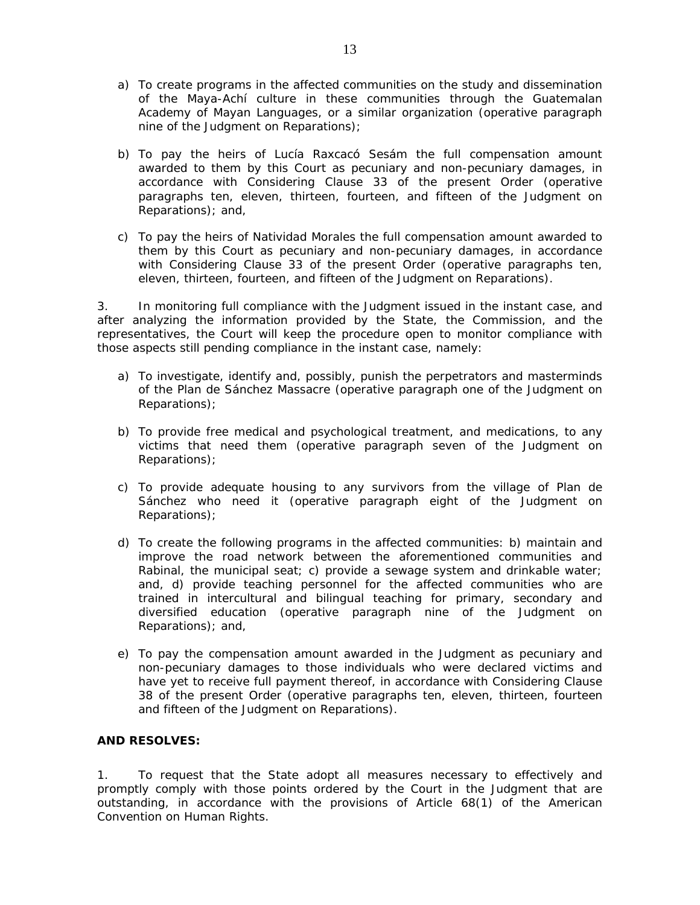a) To create programs in the affected communities on the study and dissemination of the Maya-Achí culture in these communities through the Guatemalan Academy of Mayan Languages, or a similar organization (operative paragraph nine of the Judgment on Reparations);

b) To pay the heirs of Lucía Raxcacó Sesám the full compensation amount awarded to them by this Court as pecuniary and non-pecuniary damages, in accordance with Considering Clause 33 of the present Order (operative paragraphs ten, eleven, thirteen, fourteen, and fifteen of the Judgment on Reparations); and,

c) To pay the heirs of Natividad Morales the full compensation amount awarded to them by this Court as pecuniary and non-pecuniary damages, in accordance with Considering Clause 33 of the present Order (operative paragraphs ten, eleven, thirteen, fourteen, and fifteen of the Judgment on Reparations).

3. In monitoring full compliance with the Judgment issued in the instant case, and after analyzing the information provided by the State, the Commission, and the representatives, the Court will keep the procedure open to monitor compliance with those aspects still pending compliance in the instant case, namely:

a) To investigate, identify and, possibly, punish the perpetrators and masterminds of the Plan de Sánchez Massacre (operative paragraph one of the Judgment on Reparations);

b) To provide free medical and psychological treatment, and medications, to any victims that need them (operative paragraph seven of the Judgment on Reparations);

c) To provide adequate housing to any survivors from the village of Plan de Sánchez who need it (operative paragraph eight of the Judgment on Reparations);

d) To create the following programs in the affected communities: b) maintain and improve the road network between the aforementioned communities and Rabinal, the municipal seat; c) provide a sewage system and drinkable water; and, d) provide teaching personnel for the affected communities who are trained in intercultural and bilingual teaching for primary, secondary and diversified education (operative paragraph nine of the Judgment on Reparations); and,

e) To pay the compensation amount awarded in the Judgment as pecuniary and non-pecuniary damages to those individuals who were declared victims and have yet to receive full payment thereof, in accordance with Considering Clause 38 of the present Order (operative paragraphs ten, eleven, thirteen, fourteen and fifteen of the Judgment on Reparations).

**AND RESOLVES:**

1. To request that the State adopt all measures necessary to effectively and promptly comply with those points ordered by the Court in the Judgment that are outstanding, in accordance with the provisions of Article 68(1) of the American Convention on Human Rights.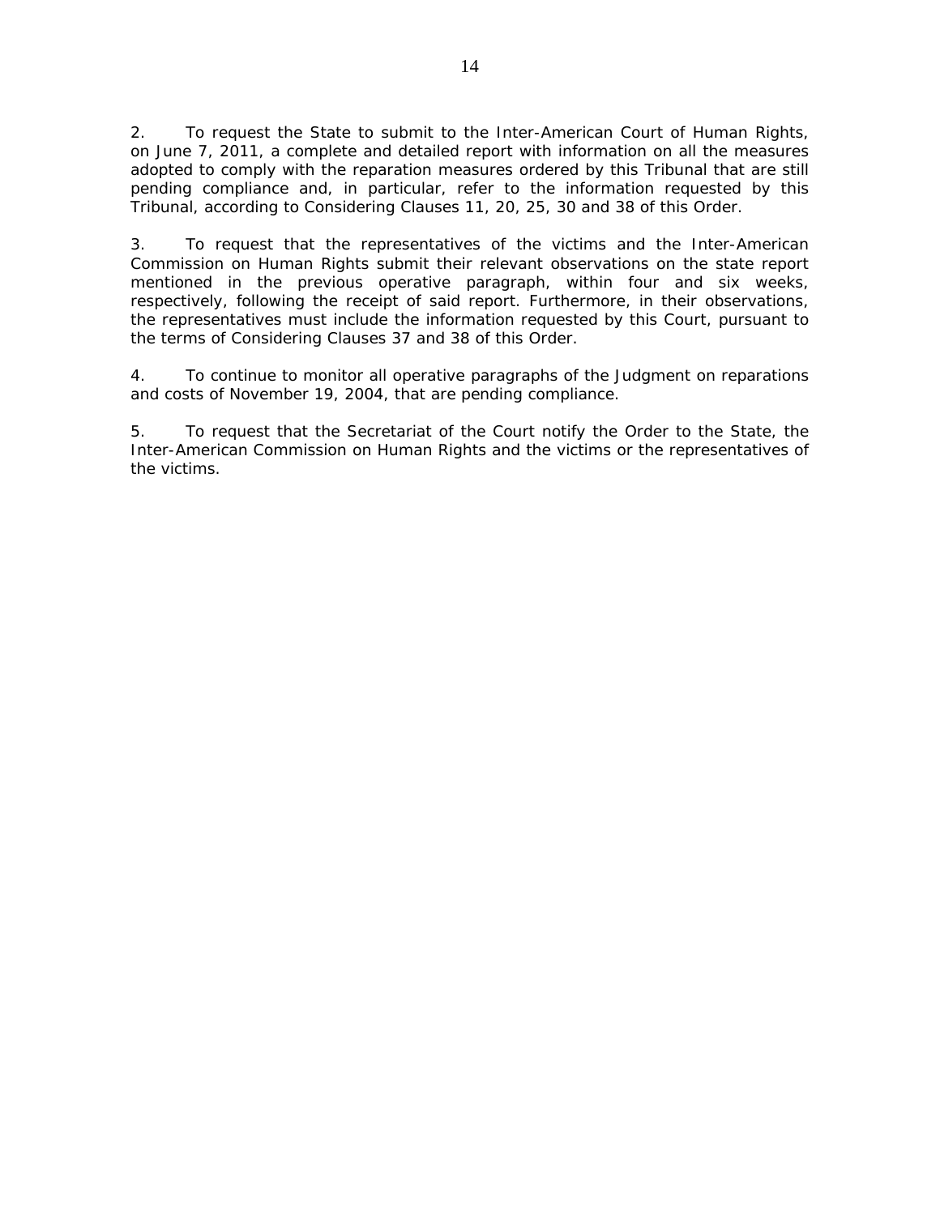2. To request the State to submit to the Inter-American Court of Human Rights, on June 7, 2011, a complete and detailed report with information on all the measures adopted to comply with the reparation measures ordered by this Tribunal that are still pending compliance and, in particular, refer to the information requested by this Tribunal, according to Considering Clauses 11, 20, 25, 30 and 38 of this Order.

3. To request that the representatives of the victims and the Inter-American Commission on Human Rights submit their relevant observations on the state report mentioned in the previous operative paragraph, within four and six weeks, respectively, following the receipt of said report. Furthermore, in their observations, the representatives must include the information requested by this Court, pursuant to the terms of Considering Clauses 37 and 38 of this Order.

4. To continue to monitor all operative paragraphs of the Judgment on reparations and costs of November 19, 2004, that are pending compliance.

5. To request that the Secretariat of the Court notify the Order to the State, the Inter-American Commission on Human Rights and the victims or the representatives of the victims.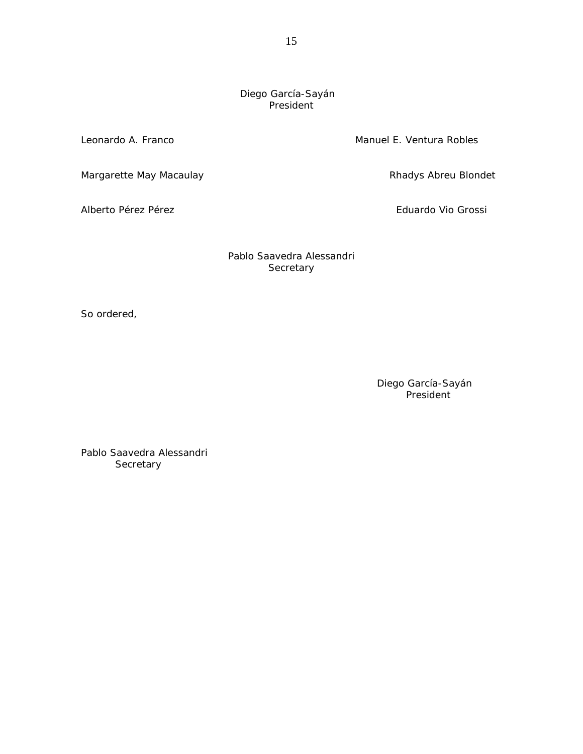Diego García-Sayán
President

Leonardo A. Franco

Manuel E. Ventura Robles

Margarette May Macaulay

Rhadys Abreu Blondet

Alberto Pérez Pérez

Eduardo Vio Grossi

Pablo Saavedra Alessandri
Secretary

So ordered,

Diego García-Sayán
President

Pablo Saavedra Alessandri
Secretary